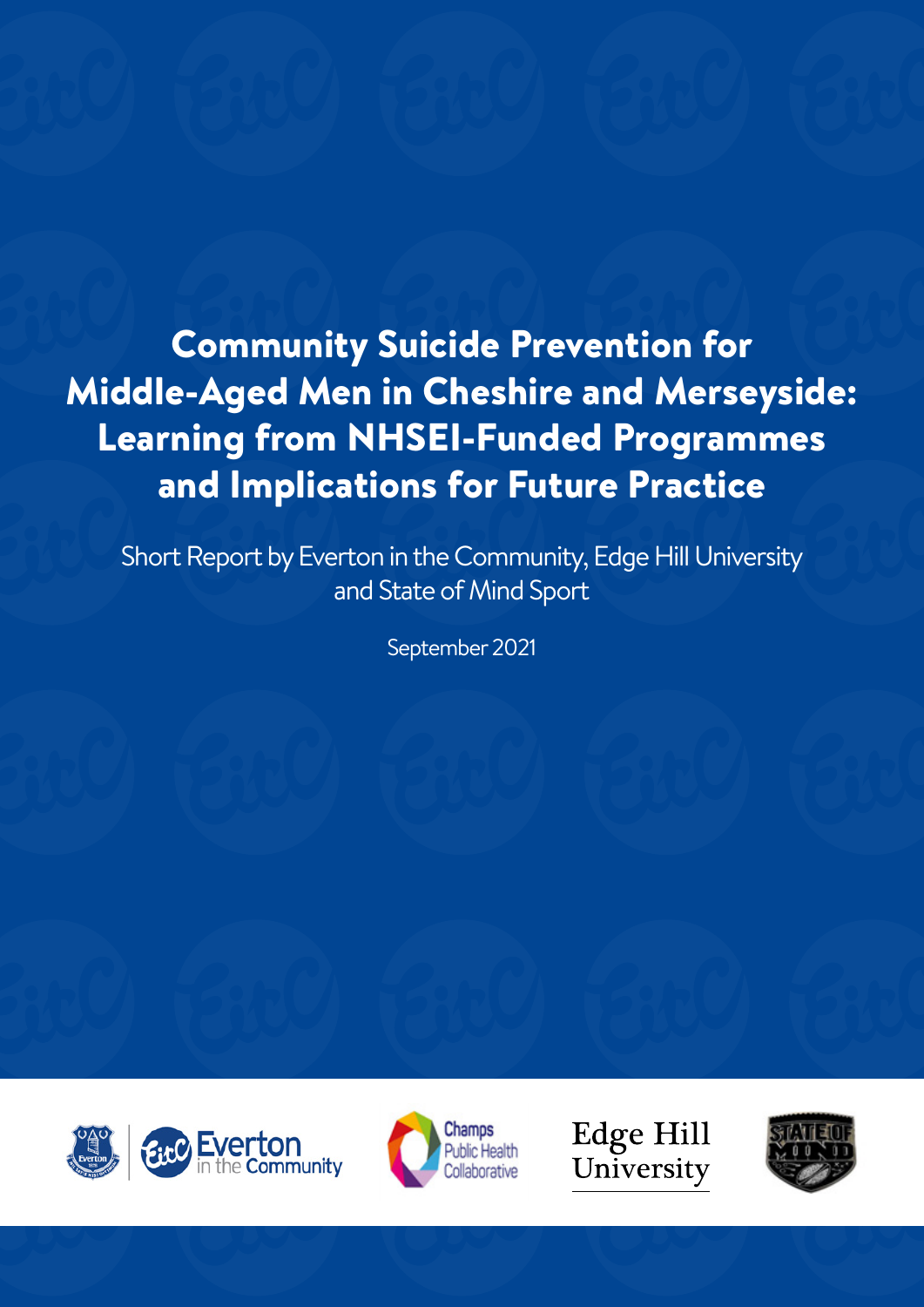# Community Suicide Prevention for Middle-Aged Men in Cheshire and Merseyside: Learning from NHSEI-Funded Programmes and Implications for Future Practice

Short Report by Everton in the Community, Edge Hill University and State of Mind Sport

September 2021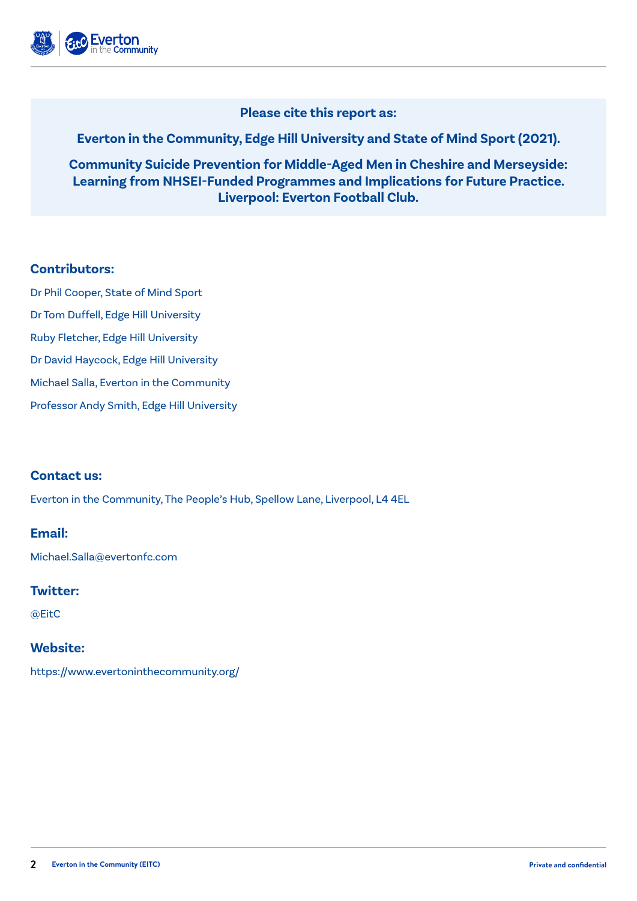**Please cite this report as:**

**Everton in the Community, Edge Hill University and State of Mind Sport (2021).**

**Community Suicide Prevention for Middle-Aged Men in Cheshire and Merseyside: Learning from NHSEI-Funded Programmes and Implications for Future Practice. Liverpool: Everton Football Club.**

## Contributors:

Dr Phil Cooper, State of Mind Sport

Dr Tom Duffell, Edge Hill University

Ruby Fletcher, Edge Hill University

Dr David Haycock, Edge Hill University

Michael Salla, Everton in the Community

Professor Andy Smith, Edge Hill University

## Contact us:

Everton in the Community, The People's Hub, Spellow Lane, Liverpool, L4 4EL

## Email:

Michael.Salla@evertonfc.com

## Twitter:

@EitC

## Website:

https://www.evertoninthecommunity.org/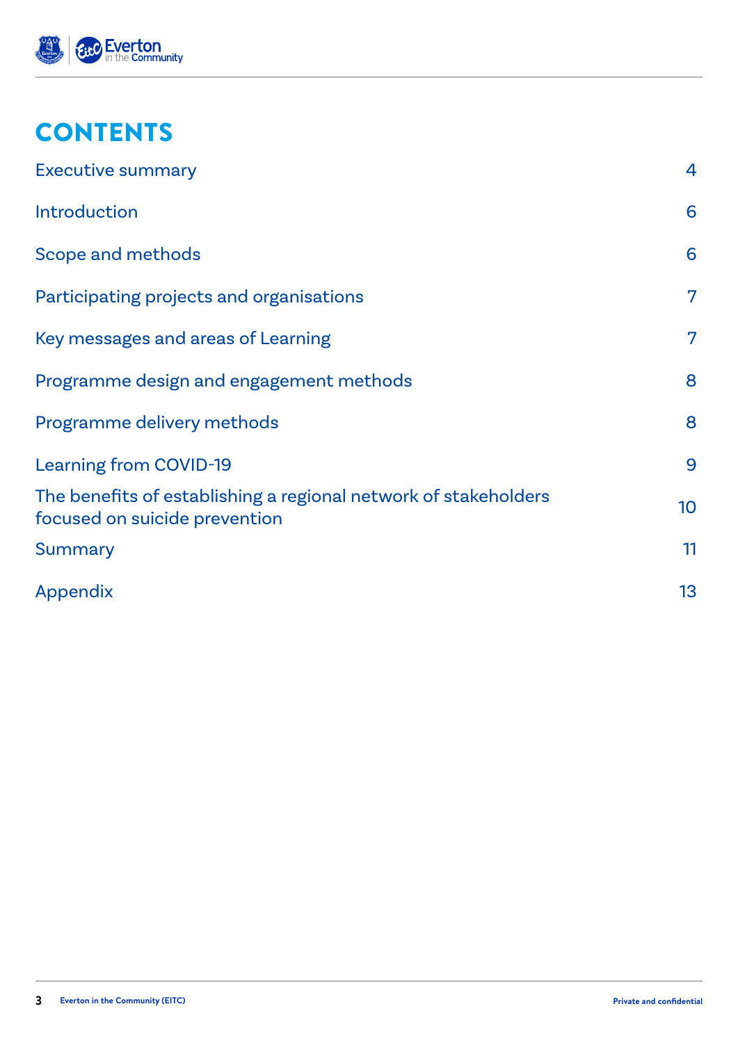# CONTENTS

| | |
|---|---|
| Executive summary | 4 |
| Introduction | 6 |
| Scope and methods | 6 |
| Participating projects and organisations | 7 |
| Key messages and areas of Learning | 7 |
| Programme design and engagement methods | 8 |
| Programme delivery methods | 8 |
| Learning from COVID-19 | 9 |
| The benefits of establishing a regional network of stakeholders focused on suicide prevention | 10 |
| Summary | 11 |
| Appendix | 13 |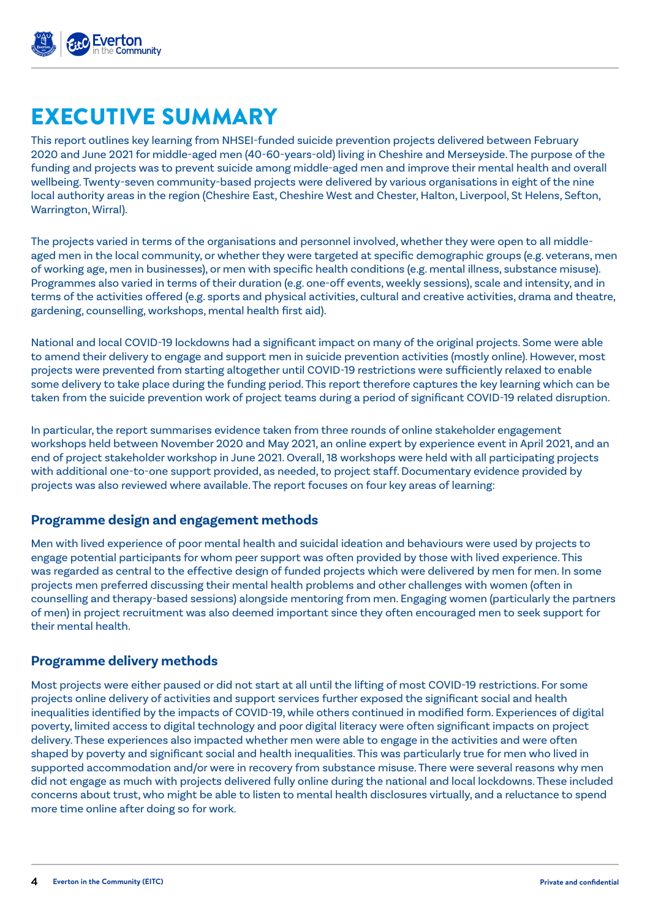# EXECUTIVE SUMMARY

This report outlines key learning from NHSEI-funded suicide prevention projects delivered between February 2020 and June 2021 for middle-aged men (40-60-years-old) living in Cheshire and Merseyside. The purpose of the funding and projects was to prevent suicide among middle-aged men and improve their mental health and overall wellbeing. Twenty-seven community-based projects were delivered by various organisations in eight of the nine local authority areas in the region (Cheshire East, Cheshire West and Chester, Halton, Liverpool, St Helens, Sefton, Warrington, Wirral).

The projects varied in terms of the organisations and personnel involved, whether they were open to all middle-aged men in the local community, or whether they were targeted at specific demographic groups (e.g. veterans, men of working age, men in businesses), or men with specific health conditions (e.g. mental illness, substance misuse). Programmes also varied in terms of their duration (e.g. one-off events, weekly sessions), scale and intensity, and in terms of the activities offered (e.g. sports and physical activities, cultural and creative activities, drama and theatre, gardening, counselling, workshops, mental health first aid).

National and local COVID-19 lockdowns had a significant impact on many of the original projects. Some were able to amend their delivery to engage and support men in suicide prevention activities (mostly online). However, most projects were prevented from starting altogether until COVID-19 restrictions were sufficiently relaxed to enable some delivery to take place during the funding period. This report therefore captures the key learning which can be taken from the suicide prevention work of project teams during a period of significant COVID-19 related disruption.

In particular, the report summarises evidence taken from three rounds of online stakeholder engagement workshops held between November 2020 and May 2021, an online expert by experience event in April 2021, and an end of project stakeholder workshop in June 2021. Overall, 18 workshops were held with all participating projects with additional one-to-one support provided, as needed, to project staff. Documentary evidence provided by projects was also reviewed where available. The report focuses on four key areas of learning:

## Programme design and engagement methods

Men with lived experience of poor mental health and suicidal ideation and behaviours were used by projects to engage potential participants for whom peer support was often provided by those with lived experience. This was regarded as central to the effective design of funded projects which were delivered by men for men. In some projects men preferred discussing their mental health problems and other challenges with women (often in counselling and therapy-based sessions) alongside mentoring from men. Engaging women (particularly the partners of men) in project recruitment was also deemed important since they often encouraged men to seek support for their mental health.

## Programme delivery methods

Most projects were either paused or did not start at all until the lifting of most COVID-19 restrictions. For some projects online delivery of activities and support services further exposed the significant social and health inequalities identified by the impacts of COVID-19, while others continued in modified form. Experiences of digital poverty, limited access to digital technology and poor digital literacy were often significant impacts on project delivery. These experiences also impacted whether men were able to engage in the activities and were often shaped by poverty and significant social and health inequalities. This was particularly true for men who lived in supported accommodation and/or were in recovery from substance misuse. There were several reasons why men did not engage as much with projects delivered fully online during the national and local lockdowns. These included concerns about trust, who might be able to listen to mental health disclosures virtually, and a reluctance to spend more time online after doing so for work.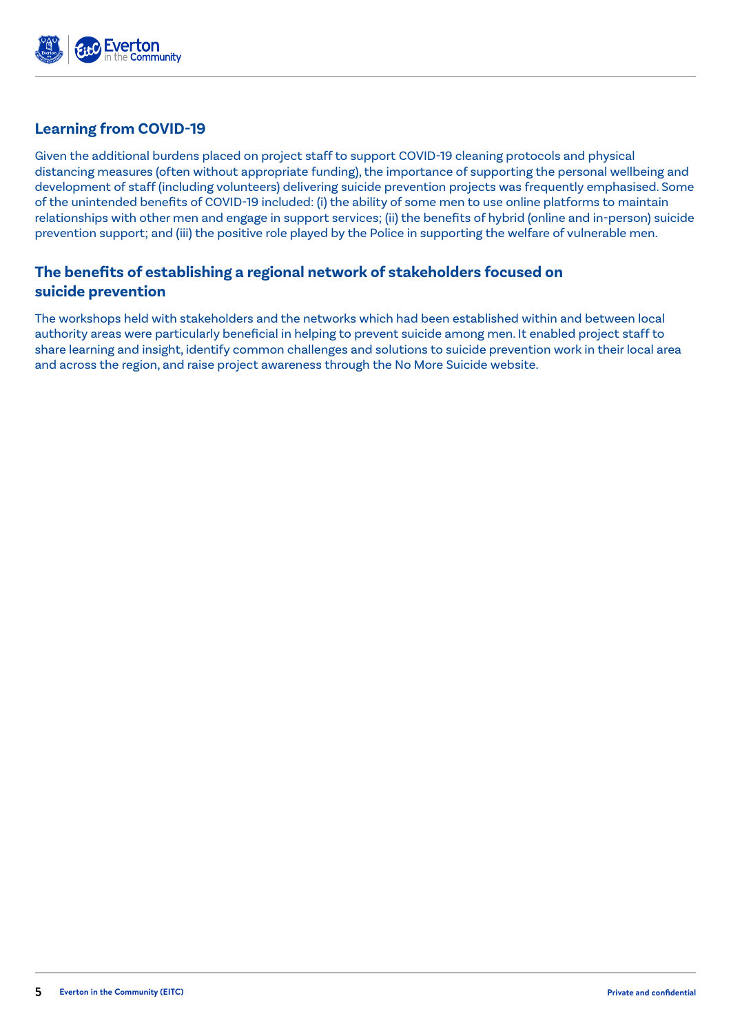## Learning from COVID-19

Given the additional burdens placed on project staff to support COVID-19 cleaning protocols and physical distancing measures (often without appropriate funding), the importance of supporting the personal wellbeing and development of staff (including volunteers) delivering suicide prevention projects was frequently emphasised. Some of the unintended benefits of COVID-19 included: (i) the ability of some men to use online platforms to maintain relationships with other men and engage in support services; (ii) the benefits of hybrid (online and in-person) suicide prevention support; and (iii) the positive role played by the Police in supporting the welfare of vulnerable men.

## The benefits of establishing a regional network of stakeholders focused on suicide prevention

The workshops held with stakeholders and the networks which had been established within and between local authority areas were particularly beneficial in helping to prevent suicide among men. It enabled project staff to share learning and insight, identify common challenges and solutions to suicide prevention work in their local area and across the region, and raise project awareness through the No More Suicide website.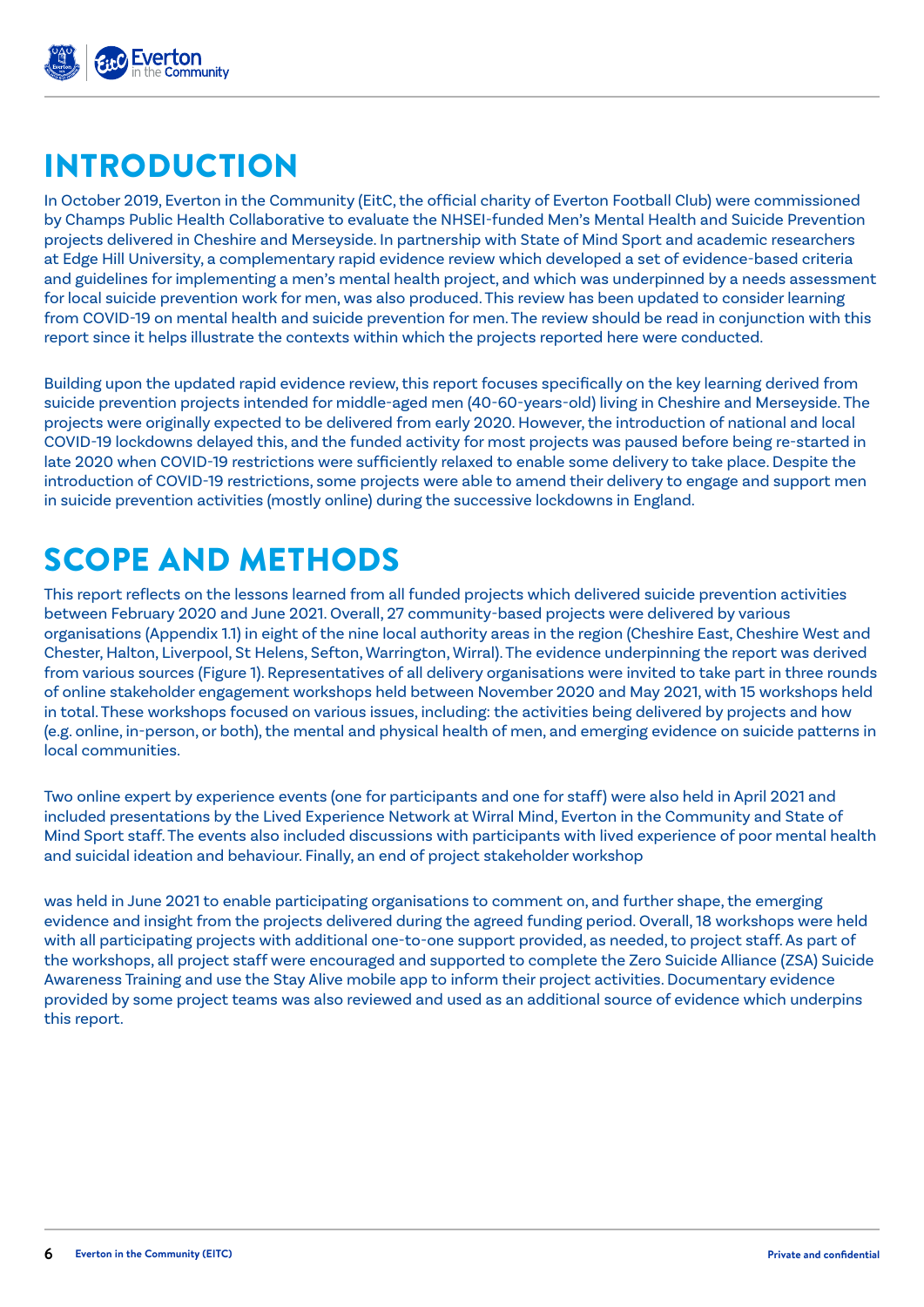# INTRODUCTION

In October 2019, Everton in the Community (EitC, the official charity of Everton Football Club) were commissioned by Champs Public Health Collaborative to evaluate the NHSEI-funded Men's Mental Health and Suicide Prevention projects delivered in Cheshire and Merseyside. In partnership with State of Mind Sport and academic researchers at Edge Hill University, a complementary rapid evidence review which developed a set of evidence-based criteria and guidelines for implementing a men's mental health project, and which was underpinned by a needs assessment for local suicide prevention work for men, was also produced. This review has been updated to consider learning from COVID-19 on mental health and suicide prevention for men. The review should be read in conjunction with this report since it helps illustrate the contexts within which the projects reported here were conducted.

Building upon the updated rapid evidence review, this report focuses specifically on the key learning derived from suicide prevention projects intended for middle-aged men (40-60-years-old) living in Cheshire and Merseyside. The projects were originally expected to be delivered from early 2020. However, the introduction of national and local COVID-19 lockdowns delayed this, and the funded activity for most projects was paused before being re-started in late 2020 when COVID-19 restrictions were sufficiently relaxed to enable some delivery to take place. Despite the introduction of COVID-19 restrictions, some projects were able to amend their delivery to engage and support men in suicide prevention activities (mostly online) during the successive lockdowns in England.

# SCOPE AND METHODS

This report reflects on the lessons learned from all funded projects which delivered suicide prevention activities between February 2020 and June 2021. Overall, 27 community-based projects were delivered by various organisations (Appendix 1.1) in eight of the nine local authority areas in the region (Cheshire East, Cheshire West and Chester, Halton, Liverpool, St Helens, Sefton, Warrington, Wirral). The evidence underpinning the report was derived from various sources (Figure 1). Representatives of all delivery organisations were invited to take part in three rounds of online stakeholder engagement workshops held between November 2020 and May 2021, with 15 workshops held in total. These workshops focused on various issues, including: the activities being delivered by projects and how (e.g. online, in-person, or both), the mental and physical health of men, and emerging evidence on suicide patterns in local communities.

Two online expert by experience events (one for participants and one for staff) were also held in April 2021 and included presentations by the Lived Experience Network at Wirral Mind, Everton in the Community and State of Mind Sport staff. The events also included discussions with participants with lived experience of poor mental health and suicidal ideation and behaviour. Finally, an end of project stakeholder workshop was held in June 2021 to enable participating organisations to comment on, and further shape, the emerging evidence and insight from the projects delivered during the agreed funding period. Overall, 18 workshops were held with all participating projects with additional one-to-one support provided, as needed, to project staff. As part of the workshops, all project staff were encouraged and supported to complete the Zero Suicide Alliance (ZSA) Suicide Awareness Training and use the Stay Alive mobile app to inform their project activities. Documentary evidence provided by some project teams was also reviewed and used as an additional source of evidence which underpins this report.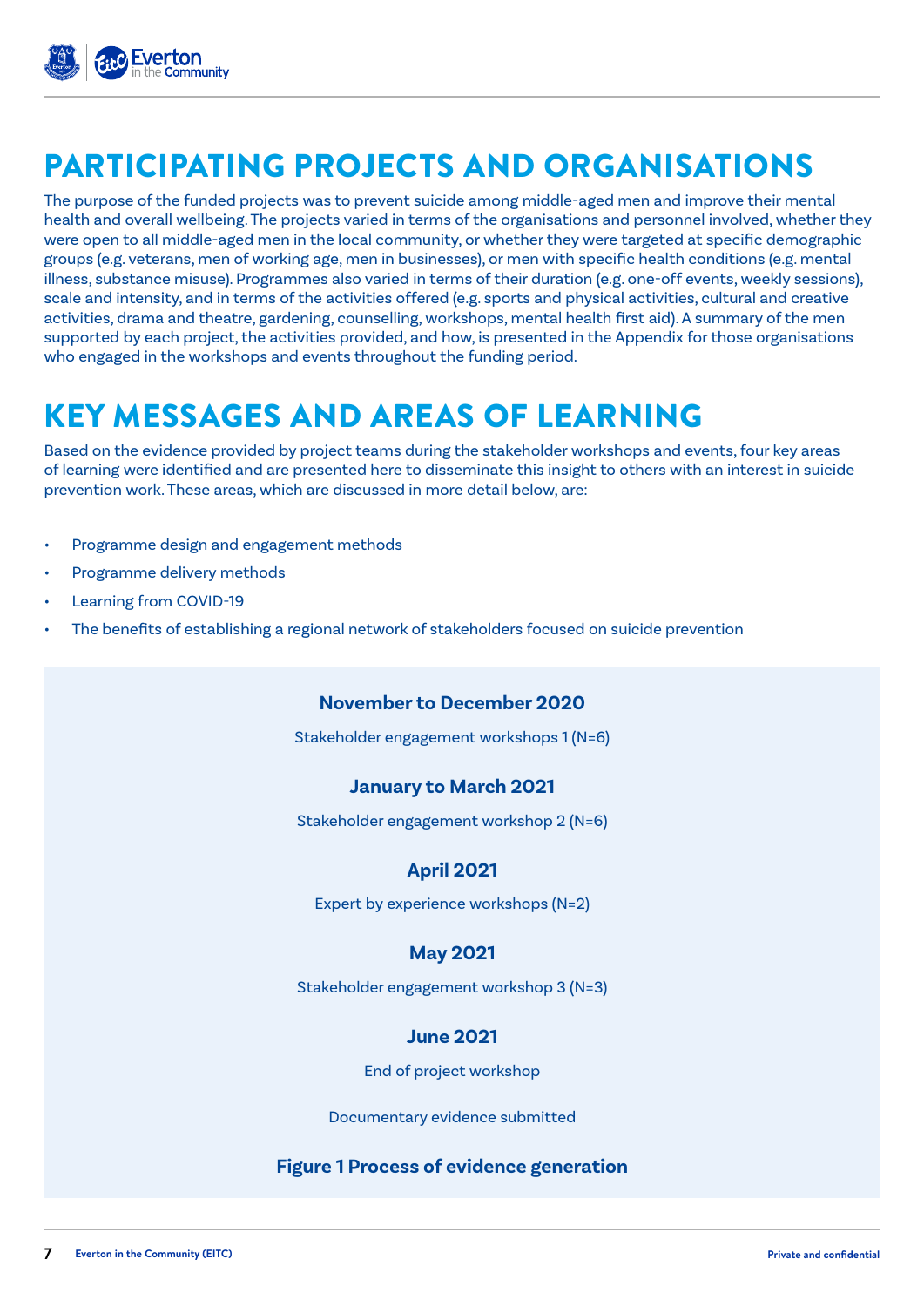# PARTICIPATING PROJECTS AND ORGANISATIONS

The purpose of the funded projects was to prevent suicide among middle-aged men and improve their mental health and overall wellbeing. The projects varied in terms of the organisations and personnel involved, whether they were open to all middle-aged men in the local community, or whether they were targeted at specific demographic groups (e.g. veterans, men of working age, men in businesses), or men with specific health conditions (e.g. mental illness, substance misuse). Programmes also varied in terms of their duration (e.g. one-off events, weekly sessions), scale and intensity, and in terms of the activities offered (e.g. sports and physical activities, cultural and creative activities, drama and theatre, gardening, counselling, workshops, mental health first aid). A summary of the men supported by each project, the activities provided, and how, is presented in the Appendix for those organisations who engaged in the workshops and events throughout the funding period.

# KEY MESSAGES AND AREAS OF LEARNING

Based on the evidence provided by project teams during the stakeholder workshops and events, four key areas of learning were identified and are presented here to disseminate this insight to others with an interest in suicide prevention work. These areas, which are discussed in more detail below, are:

- Programme design and engagement methods
- Programme delivery methods
- Learning from COVID-19
- The benefits of establishing a regional network of stakeholders focused on suicide prevention

**November to December 2020**

Stakeholder engagement workshops 1 (N=6)

**January to March 2021**

Stakeholder engagement workshop 2 (N=6)

**April 2021**

Expert by experience workshops (N=2)

**May 2021**

Stakeholder engagement workshop 3 (N=3)

**June 2021**

End of project workshop

Documentary evidence submitted

**Figure 1 Process of evidence generation**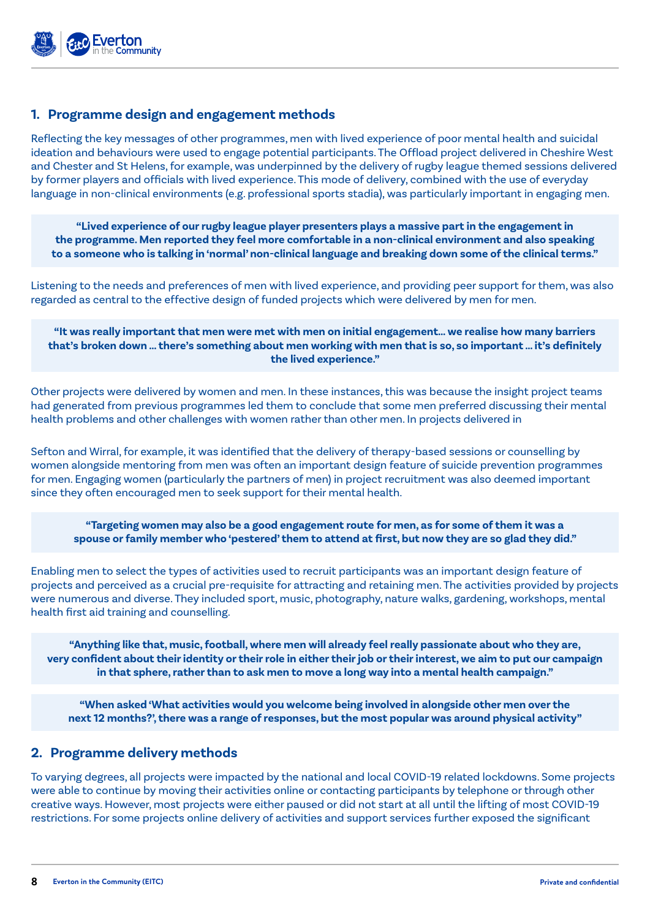## 1. Programme design and engagement methods

Reflecting the key messages of other programmes, men with lived experience of poor mental health and suicidal ideation and behaviours were used to engage potential participants. The Offload project delivered in Cheshire West and Chester and St Helens, for example, was underpinned by the delivery of rugby league themed sessions delivered by former players and officials with lived experience. This mode of delivery, combined with the use of everyday language in non-clinical environments (e.g. professional sports stadia), was particularly important in engaging men.

> **"Lived experience of our rugby league player presenters plays a massive part in the engagement in the programme. Men reported they feel more comfortable in a non-clinical environment and also speaking to a someone who is talking in 'normal' non-clinical language and breaking down some of the clinical terms."**

Listening to the needs and preferences of men with lived experience, and providing peer support for them, was also regarded as central to the effective design of funded projects which were delivered by men for men.

> **"It was really important that men were met with men on initial engagement… we realise how many barriers that's broken down … there's something about men working with men that is so, so important … it's definitely the lived experience."**

Other projects were delivered by women and men. In these instances, this was because the insight project teams had generated from previous programmes led them to conclude that some men preferred discussing their mental health problems and other challenges with women rather than other men. In projects delivered in

Sefton and Wirral, for example, it was identified that the delivery of therapy-based sessions or counselling by women alongside mentoring from men was often an important design feature of suicide prevention programmes for men. Engaging women (particularly the partners of men) in project recruitment was also deemed important since they often encouraged men to seek support for their mental health.

> **"Targeting women may also be a good engagement route for men, as for some of them it was a spouse or family member who 'pestered' them to attend at first, but now they are so glad they did."**

Enabling men to select the types of activities used to recruit participants was an important design feature of projects and perceived as a crucial pre-requisite for attracting and retaining men. The activities provided by projects were numerous and diverse. They included sport, music, photography, nature walks, gardening, workshops, mental health first aid training and counselling.

> **"Anything like that, music, football, where men will already feel really passionate about who they are, very confident about their identity or their role in either their job or their interest, we aim to put our campaign in that sphere, rather than to ask men to move a long way into a mental health campaign."**

> **"When asked 'What activities would you welcome being involved in alongside other men over the next 12 months?', there was a range of responses, but the most popular was around physical activity"**

## 2. Programme delivery methods

To varying degrees, all projects were impacted by the national and local COVID-19 related lockdowns. Some projects were able to continue by moving their activities online or contacting participants by telephone or through other creative ways. However, most projects were either paused or did not start at all until the lifting of most COVID-19 restrictions. For some projects online delivery of activities and support services further exposed the significant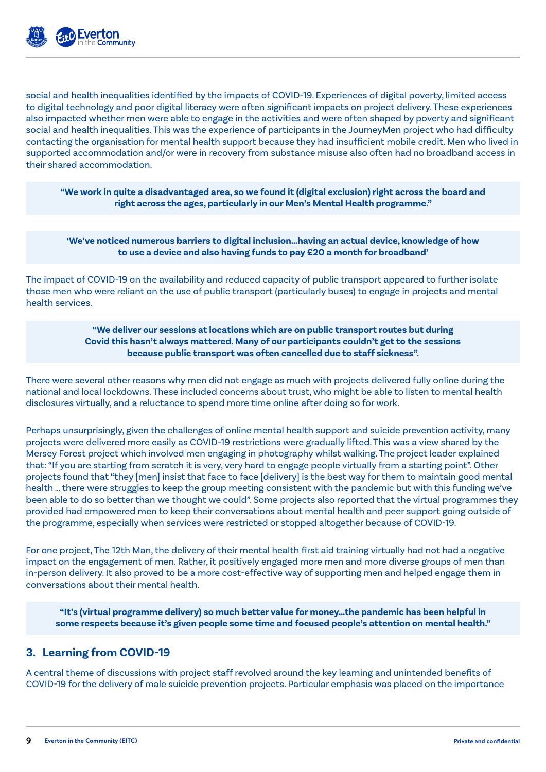social and health inequalities identified by the impacts of COVID-19. Experiences of digital poverty, limited access to digital technology and poor digital literacy were often significant impacts on project delivery. These experiences also impacted whether men were able to engage in the activities and were often shaped by poverty and significant social and health inequalities. This was the experience of participants in the JourneyMen project who had difficulty contacting the organisation for mental health support because they had insufficient mobile credit. Men who lived in supported accommodation and/or were in recovery from substance misuse also often had no broadband access in their shared accommodation.

> **"We work in quite a disadvantaged area, so we found it (digital exclusion) right across the board and right across the ages, particularly in our Men's Mental Health programme."**

> **'We've noticed numerous barriers to digital inclusion...having an actual device, knowledge of how to use a device and also having funds to pay £20 a month for broadband'**

The impact of COVID-19 on the availability and reduced capacity of public transport appeared to further isolate those men who were reliant on the use of public transport (particularly buses) to engage in projects and mental health services.

> **"We deliver our sessions at locations which are on public transport routes but during Covid this hasn't always mattered. Many of our participants couldn't get to the sessions because public transport was often cancelled due to staff sickness".**

There were several other reasons why men did not engage as much with projects delivered fully online during the national and local lockdowns. These included concerns about trust, who might be able to listen to mental health disclosures virtually, and a reluctance to spend more time online after doing so for work.

Perhaps unsurprisingly, given the challenges of online mental health support and suicide prevention activity, many projects were delivered more easily as COVID-19 restrictions were gradually lifted. This was a view shared by the Mersey Forest project which involved men engaging in photography whilst walking. The project leader explained that: "If you are starting from scratch it is very, very hard to engage people virtually from a starting point". Other projects found that "they [men] insist that face to face [delivery] is the best way for them to maintain good mental health ... there were struggles to keep the group meeting consistent with the pandemic but with this funding we've been able to do so better than we thought we could". Some projects also reported that the virtual programmes they provided had empowered men to keep their conversations about mental health and peer support going outside of the programme, especially when services were restricted or stopped altogether because of COVID-19.

For one project, The 12th Man, the delivery of their mental health first aid training virtually had not had a negative impact on the engagement of men. Rather, it positively engaged more men and more diverse groups of men than in-person delivery. It also proved to be a more cost-effective way of supporting men and helped engage them in conversations about their mental health.

> **"It's (virtual programme delivery) so much better value for money...the pandemic has been helpful in some respects because it's given people some time and focused people's attention on mental health."**

## 3. Learning from COVID-19

A central theme of discussions with project staff revolved around the key learning and unintended benefits of COVID-19 for the delivery of male suicide prevention projects. Particular emphasis was placed on the importance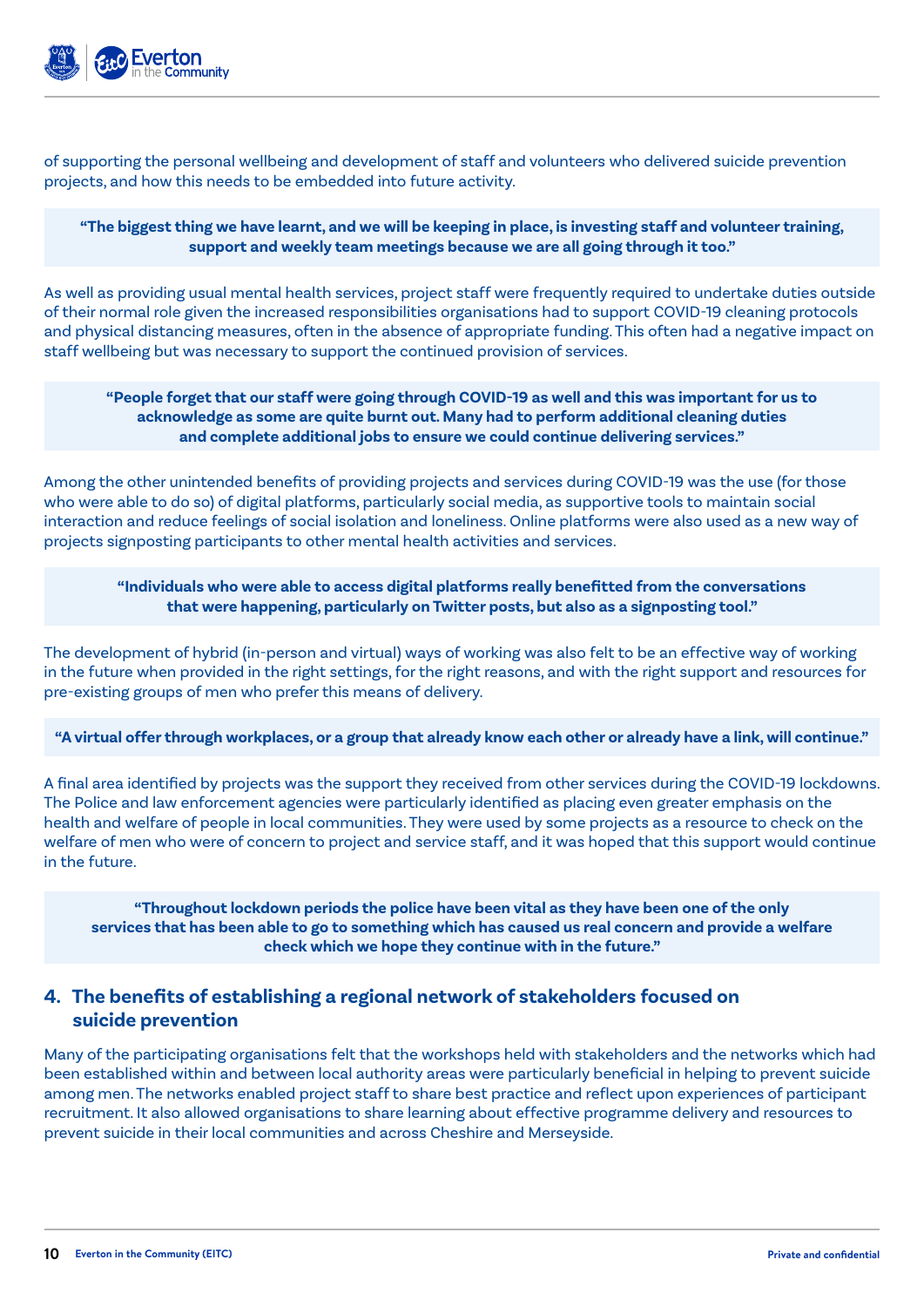of supporting the personal wellbeing and development of staff and volunteers who delivered suicide prevention projects, and how this needs to be embedded into future activity.

> **“The biggest thing we have learnt, and we will be keeping in place, is investing staff and volunteer training, support and weekly team meetings because we are all going through it too.”**

As well as providing usual mental health services, project staff were frequently required to undertake duties outside of their normal role given the increased responsibilities organisations had to support COVID-19 cleaning protocols and physical distancing measures, often in the absence of appropriate funding. This often had a negative impact on staff wellbeing but was necessary to support the continued provision of services.

> **“People forget that our staff were going through COVID-19 as well and this was important for us to acknowledge as some are quite burnt out. Many had to perform additional cleaning duties and complete additional jobs to ensure we could continue delivering services.”**

Among the other unintended benefits of providing projects and services during COVID-19 was the use (for those who were able to do so) of digital platforms, particularly social media, as supportive tools to maintain social interaction and reduce feelings of social isolation and loneliness. Online platforms were also used as a new way of projects signposting participants to other mental health activities and services.

> **“Individuals who were able to access digital platforms really benefitted from the conversations that were happening, particularly on Twitter posts, but also as a signposting tool.”**

The development of hybrid (in-person and virtual) ways of working was also felt to be an effective way of working in the future when provided in the right settings, for the right reasons, and with the right support and resources for pre-existing groups of men who prefer this means of delivery.

> **“A virtual offer through workplaces, or a group that already know each other or already have a link, will continue.”**

A final area identified by projects was the support they received from other services during the COVID-19 lockdowns. The Police and law enforcement agencies were particularly identified as placing even greater emphasis on the health and welfare of people in local communities. They were used by some projects as a resource to check on the welfare of men who were of concern to project and service staff, and it was hoped that this support would continue in the future.

> **“Throughout lockdown periods the police have been vital as they have been one of the only services that has been able to go to something which has caused us real concern and provide a welfare check which we hope they continue with in the future.”**

## 4. The benefits of establishing a regional network of stakeholders focused on suicide prevention

Many of the participating organisations felt that the workshops held with stakeholders and the networks which had been established within and between local authority areas were particularly beneficial in helping to prevent suicide among men. The networks enabled project staff to share best practice and reflect upon experiences of participant recruitment. It also allowed organisations to share learning about effective programme delivery and resources to prevent suicide in their local communities and across Cheshire and Merseyside.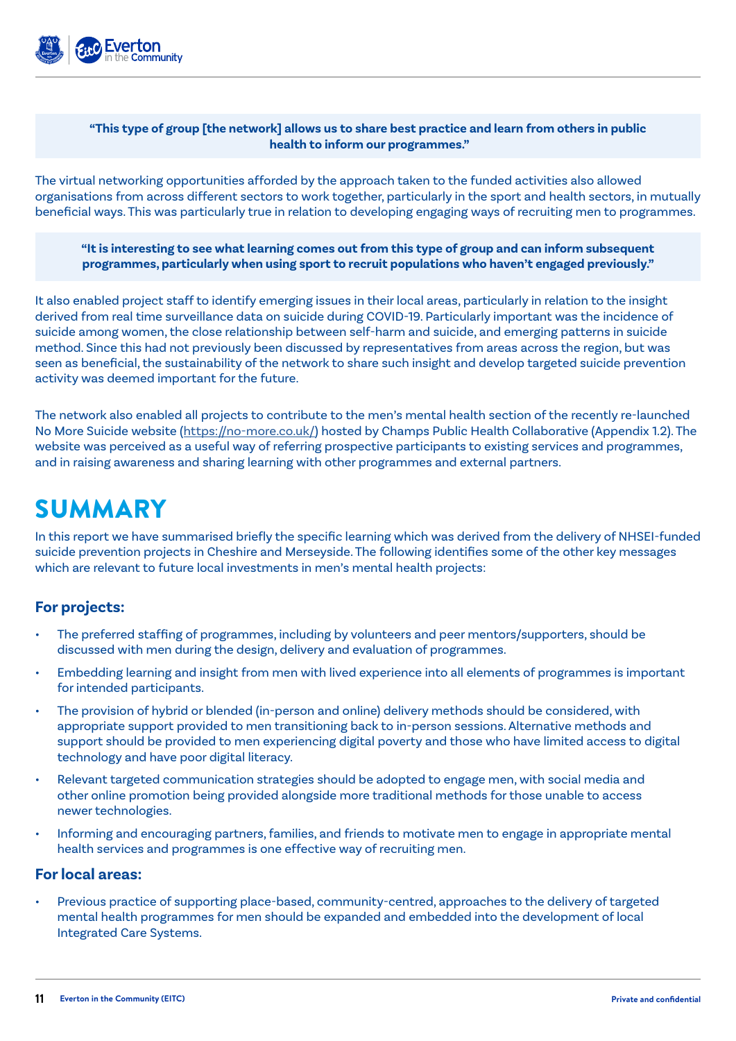**"This type of group [the network] allows us to share best practice and learn from others in public health to inform our programmes."**

The virtual networking opportunities afforded by the approach taken to the funded activities also allowed organisations from across different sectors to work together, particularly in the sport and health sectors, in mutually beneficial ways. This was particularly true in relation to developing engaging ways of recruiting men to programmes.

**"It is interesting to see what learning comes out from this type of group and can inform subsequent programmes, particularly when using sport to recruit populations who haven't engaged previously."**

It also enabled project staff to identify emerging issues in their local areas, particularly in relation to the insight derived from real time surveillance data on suicide during COVID-19. Particularly important was the incidence of suicide among women, the close relationship between self-harm and suicide, and emerging patterns in suicide method. Since this had not previously been discussed by representatives from areas across the region, but was seen as beneficial, the sustainability of the network to share such insight and develop targeted suicide prevention activity was deemed important for the future.

The network also enabled all projects to contribute to the men's mental health section of the recently re-launched No More Suicide website (https://no-more.co.uk/) hosted by Champs Public Health Collaborative (Appendix 1.2). The website was perceived as a useful way of referring prospective participants to existing services and programmes, and in raising awareness and sharing learning with other programmes and external partners.

# SUMMARY

In this report we have summarised briefly the specific learning which was derived from the delivery of NHSEI-funded suicide prevention projects in Cheshire and Merseyside. The following identifies some of the other key messages which are relevant to future local investments in men's mental health projects:

### For projects:

- The preferred staffing of programmes, including by volunteers and peer mentors/supporters, should be discussed with men during the design, delivery and evaluation of programmes.
- Embedding learning and insight from men with lived experience into all elements of programmes is important for intended participants.
- The provision of hybrid or blended (in-person and online) delivery methods should be considered, with appropriate support provided to men transitioning back to in-person sessions. Alternative methods and support should be provided to men experiencing digital poverty and those who have limited access to digital technology and have poor digital literacy.
- Relevant targeted communication strategies should be adopted to engage men, with social media and other online promotion being provided alongside more traditional methods for those unable to access newer technologies.
- Informing and encouraging partners, families, and friends to motivate men to engage in appropriate mental health services and programmes is one effective way of recruiting men.

### For local areas:

- Previous practice of supporting place-based, community-centred, approaches to the delivery of targeted mental health programmes for men should be expanded and embedded into the development of local Integrated Care Systems.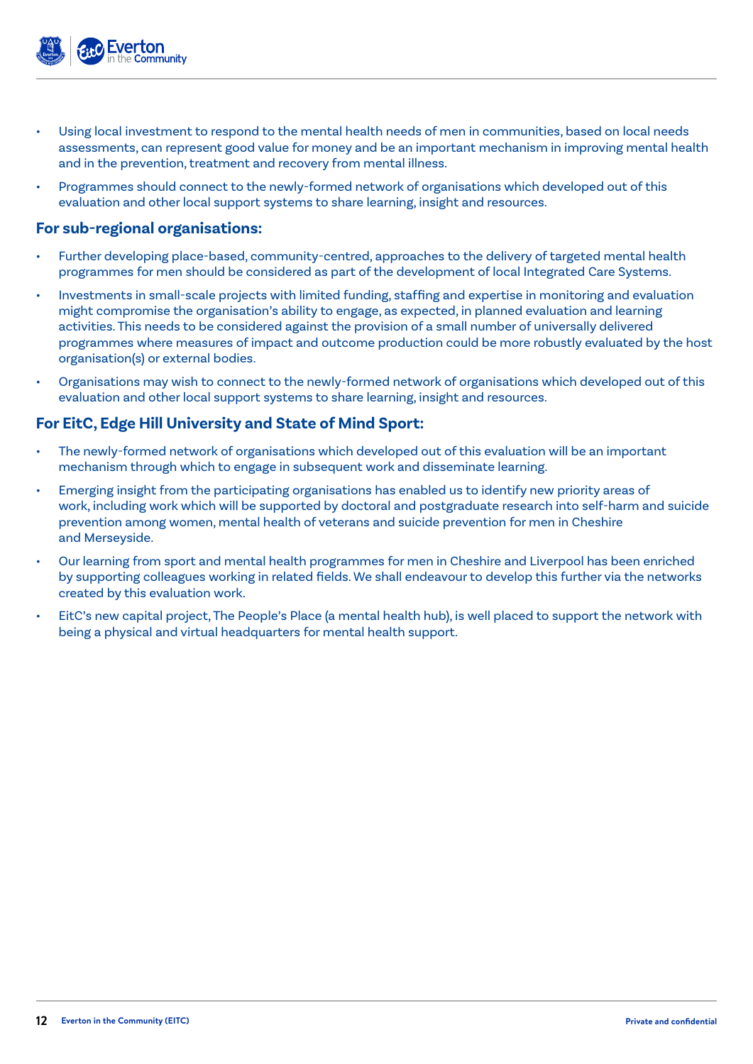- Using local investment to respond to the mental health needs of men in communities, based on local needs assessments, can represent good value for money and be an important mechanism in improving mental health and in the prevention, treatment and recovery from mental illness.
- Programmes should connect to the newly-formed network of organisations which developed out of this evaluation and other local support systems to share learning, insight and resources.

### For sub-regional organisations:

- Further developing place-based, community-centred, approaches to the delivery of targeted mental health programmes for men should be considered as part of the development of local Integrated Care Systems.
- Investments in small-scale projects with limited funding, staffing and expertise in monitoring and evaluation might compromise the organisation's ability to engage, as expected, in planned evaluation and learning activities. This needs to be considered against the provision of a small number of universally delivered programmes where measures of impact and outcome production could be more robustly evaluated by the host organisation(s) or external bodies.
- Organisations may wish to connect to the newly-formed network of organisations which developed out of this evaluation and other local support systems to share learning, insight and resources.

### For EitC, Edge Hill University and State of Mind Sport:

- The newly-formed network of organisations which developed out of this evaluation will be an important mechanism through which to engage in subsequent work and disseminate learning.
- Emerging insight from the participating organisations has enabled us to identify new priority areas of work, including work which will be supported by doctoral and postgraduate research into self-harm and suicide prevention among women, mental health of veterans and suicide prevention for men in Cheshire and Merseyside.
- Our learning from sport and mental health programmes for men in Cheshire and Liverpool has been enriched by supporting colleagues working in related fields. We shall endeavour to develop this further via the networks created by this evaluation work.
- EitC's new capital project, The People's Place (a mental health hub), is well placed to support the network with being a physical and virtual headquarters for mental health support.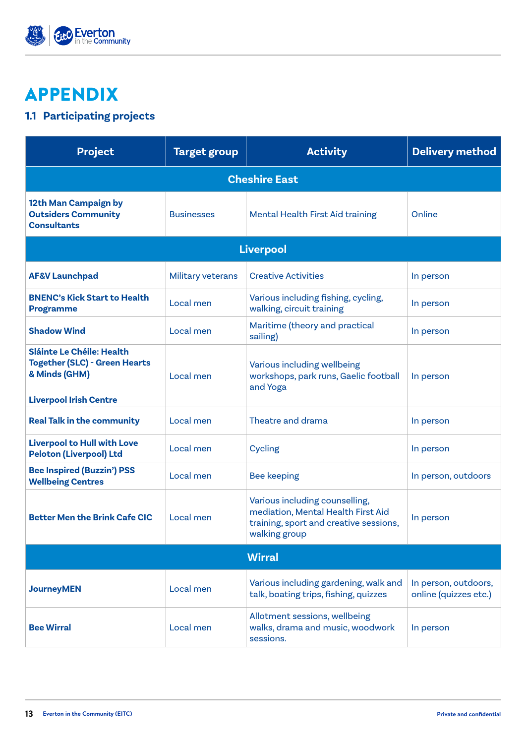# APPENDIX

## 1.1 Participating projects

| Project | Target group | Activity | Delivery method |
|---|---|---|---|
| **Cheshire East** | | | |
| **12th Man Campaign by Outsiders Community Consultants** | Businesses | Mental Health First Aid training | Online |
| **Liverpool** | | | |
| **AF&V Launchpad** | Military veterans | Creative Activities | In person |
| **BNENC's Kick Start to Health Programme** | Local men | Various including fishing, cycling, walking, circuit training | In person |
| **Shadow Wind** | Local men | Maritime (theory and practical sailing) | In person |
| **Sláinte Le Chéile: Health Together (SLC) - Green Hearts & Minds (GHM)**<br><br>**Liverpool Irish Centre** | Local men | Various including wellbeing workshops, park runs, Gaelic football and Yoga | In person |
| **Real Talk in the community** | Local men | Theatre and drama | In person |
| **Liverpool to Hull with Love Peloton (Liverpool) Ltd** | Local men | Cycling | In person |
| **Bee Inspired (Buzzin') PSS Wellbeing Centres** | Local men | Bee keeping | In person, outdoors |
| **Better Men the Brink Cafe CIC** | Local men | Various including counselling, mediation, Mental Health First Aid training, sport and creative sessions, walking group | In person |
| **Wirral** | | | |
| **JourneyMEN** | Local men | Various including gardening, walk and talk, boating trips, fishing, quizzes | In person, outdoors, online (quizzes etc.) |
| **Bee Wirral** | Local men | Allotment sessions, wellbeing walks, drama and music, woodwork sessions. | In person |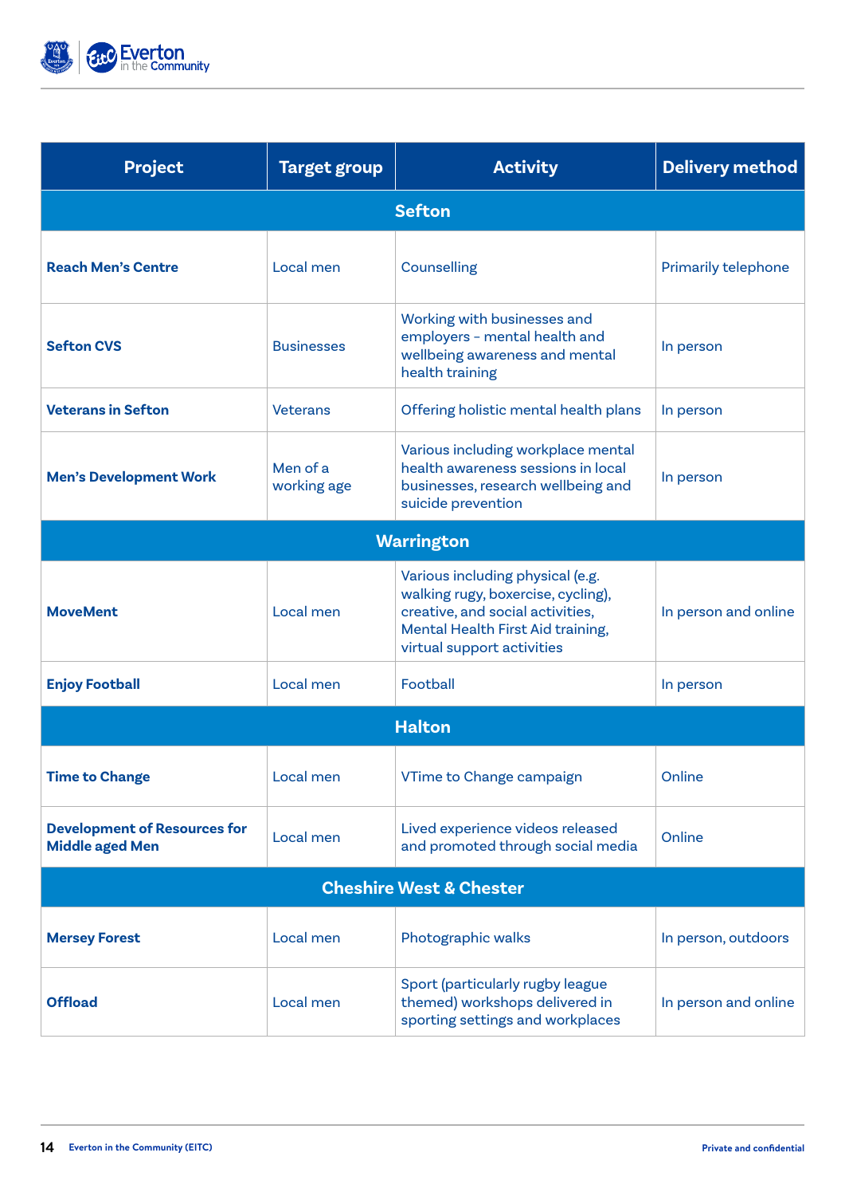| Project | Target group | Activity | Delivery method |
|---|---|---|---|
| **Sefton** | | | |
| **Reach Men's Centre** | Local men | Counselling | Primarily telephone |
| **Sefton CVS** | Businesses | Working with businesses and employers – mental health and wellbeing awareness and mental health training | In person |
| **Veterans in Sefton** | Veterans | Offering holistic mental health plans | In person |
| **Men's Development Work** | Men of a working age | Various including workplace mental health awareness sessions in local businesses, research wellbeing and suicide prevention | In person |
| **Warrington** | | | |
| **MoveMent** | Local men | Various including physical (e.g. walking rugy, boxercise, cycling), creative, and social activities, Mental Health First Aid training, virtual support activities | In person and online |
| **Enjoy Football** | Local men | Football | In person |
| **Halton** | | | |
| **Time to Change** | Local men | VTime to Change campaign | Online |
| **Development of Resources for Middle aged Men** | Local men | Lived experience videos released and promoted through social media | Online |
| **Cheshire West & Chester** | | | |
| **Mersey Forest** | Local men | Photographic walks | In person, outdoors |
| **Offload** | Local men | Sport (particularly rugby league themed) workshops delivered in sporting settings and workplaces | In person and online |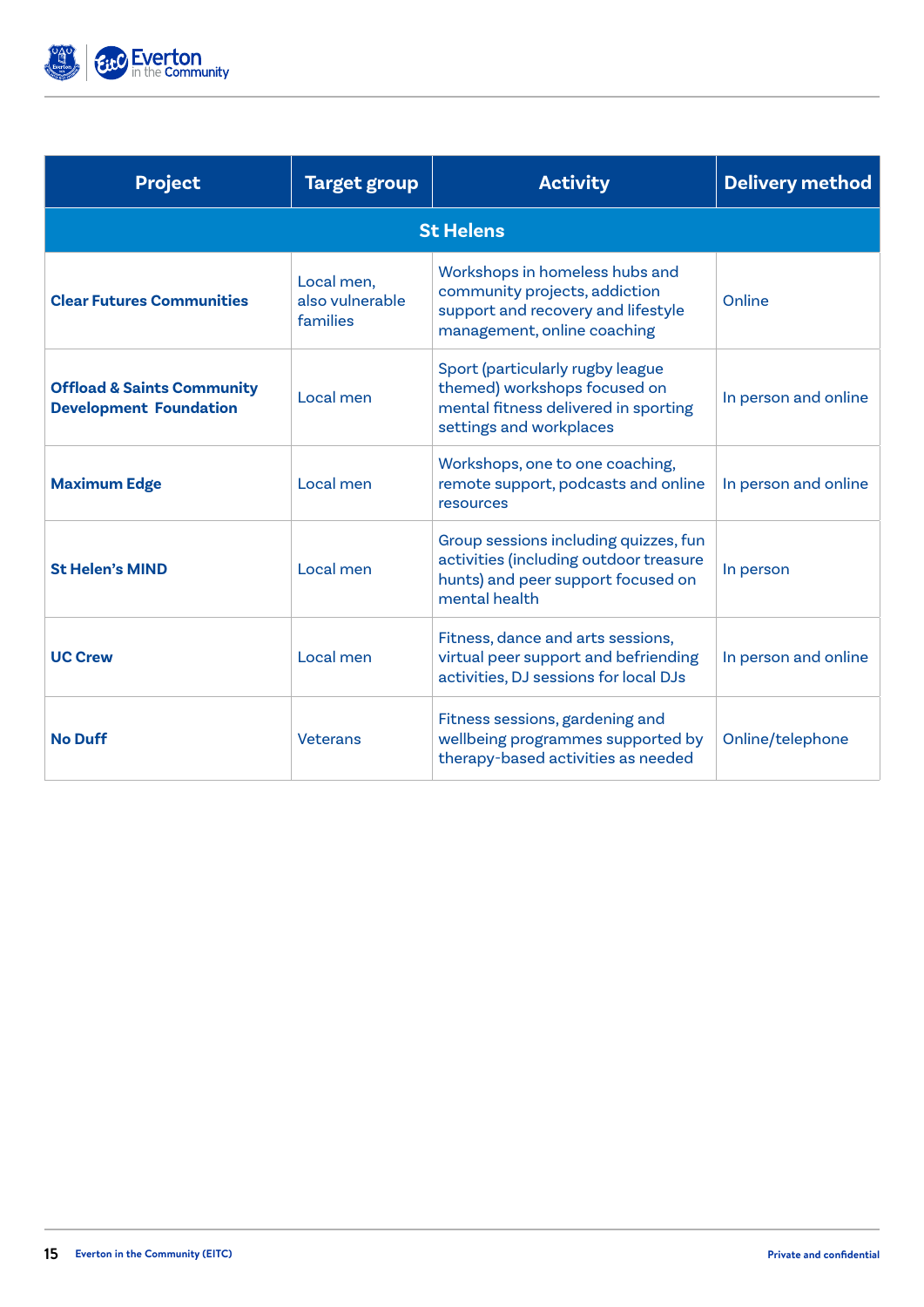| Project | Target group | Activity | Delivery method |
|---|---|---|---|
| **St Helens** | | | |
| **Clear Futures Communities** | Local men, also vulnerable families | Workshops in homeless hubs and community projects, addiction support and recovery and lifestyle management, online coaching | Online |
| **Offload & Saints Community Development Foundation** | Local men | Sport (particularly rugby league themed) workshops focused on mental fitness delivered in sporting settings and workplaces | In person and online |
| **Maximum Edge** | Local men | Workshops, one to one coaching, remote support, podcasts and online resources | In person and online |
| **St Helen's MIND** | Local men | Group sessions including quizzes, fun activities (including outdoor treasure hunts) and peer support focused on mental health | In person |
| **UC Crew** | Local men | Fitness, dance and arts sessions, virtual peer support and befriending activities, DJ sessions for local DJs | In person and online |
| **No Duff** | Veterans | Fitness sessions, gardening and wellbeing programmes supported by therapy-based activities as needed | Online/telephone |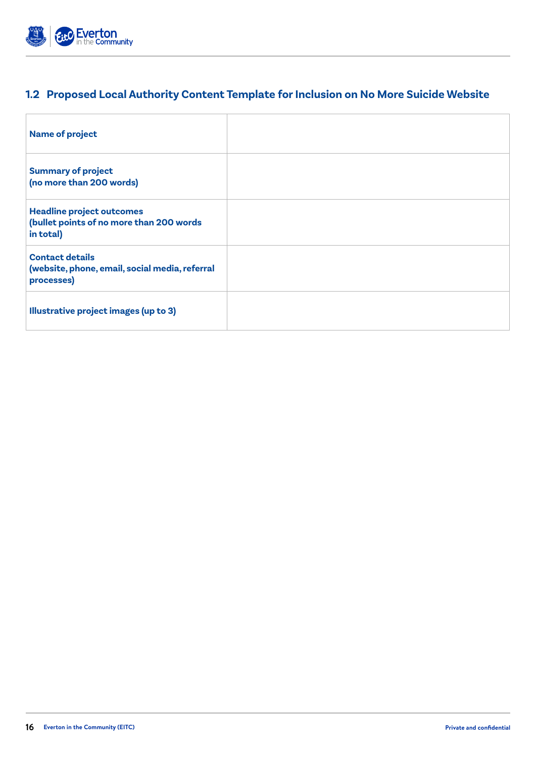## 1.2 Proposed Local Authority Content Template for Inclusion on No More Suicide Website

| | |
|---|---|
| **Name of project** | |
| **Summary of project (no more than 200 words)** | |
| **Headline project outcomes (bullet points of no more than 200 words in total)** | |
| **Contact details (website, phone, email, social media, referral processes)** | |
| **Illustrative project images (up to 3)** | |